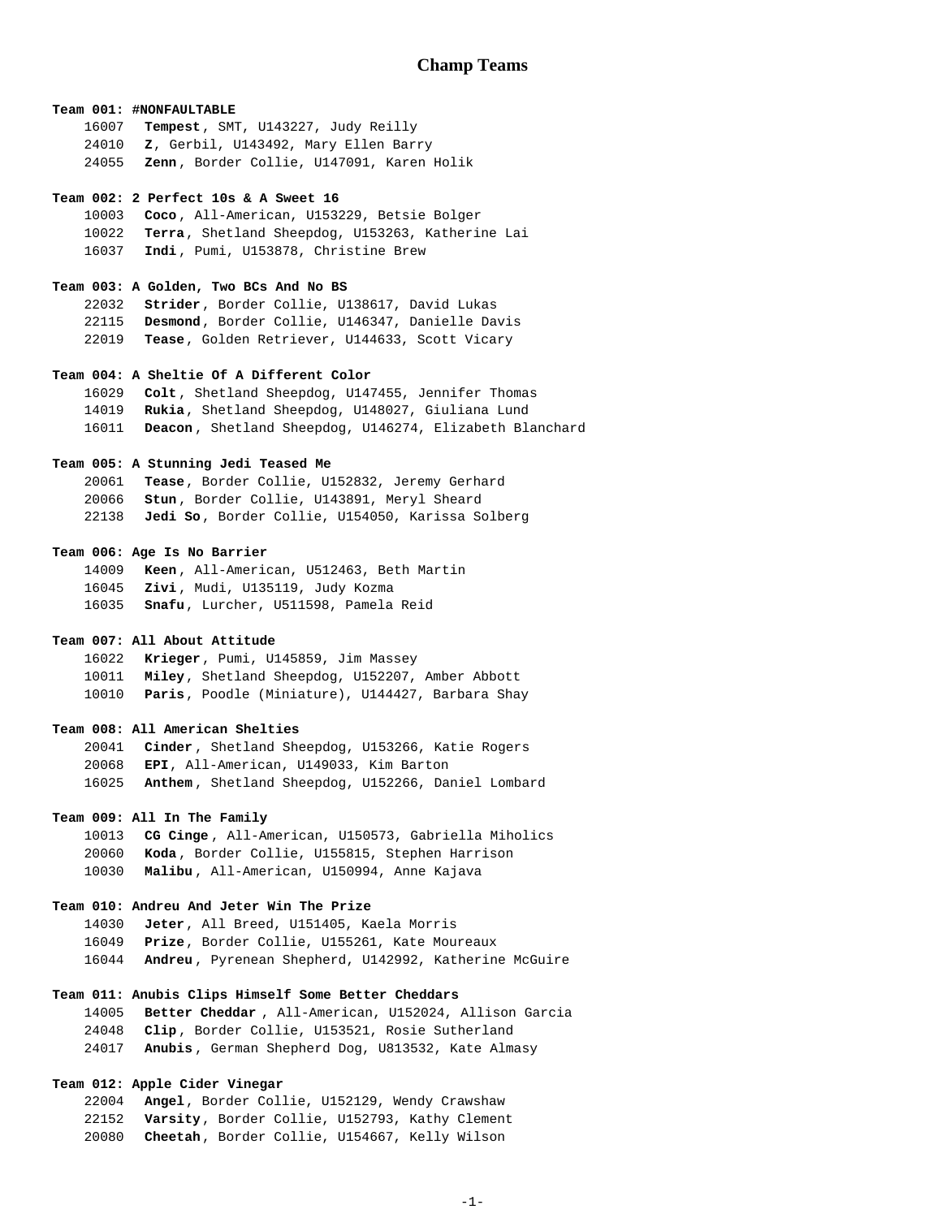# Champ Teams

**Team 001: #NONFAULTABLE**

16007 **Tempest**, SMT, U143227, Judy Reilly
24010 **Z**, Gerbil, U143492, Mary Ellen Barry
24055 **Zenn**, Border Collie, U147091, Karen Holik

**Team 002: 2 Perfect 10s & A Sweet 16**

10003 **Coco**, All-American, U153229, Betsie Bolger
10022 **Terra**, Shetland Sheepdog, U153263, Katherine Lai
16037 **Indi**, Pumi, U153878, Christine Brew

**Team 003: A Golden, Two BCs And No BS**

22032 **Strider**, Border Collie, U138617, David Lukas
22115 **Desmond**, Border Collie, U146347, Danielle Davis
22019 **Tease**, Golden Retriever, U144633, Scott Vicary

**Team 004: A Sheltie Of A Different Color**

16029 **Colt**, Shetland Sheepdog, U147455, Jennifer Thomas
14019 **Rukia**, Shetland Sheepdog, U148027, Giuliana Lund
16011 **Deacon**, Shetland Sheepdog, U146274, Elizabeth Blanchard

**Team 005: A Stunning Jedi Teased Me**

20061 **Tease**, Border Collie, U152832, Jeremy Gerhard
20066 **Stun**, Border Collie, U143891, Meryl Sheard
22138 **Jedi So**, Border Collie, U154050, Karissa Solberg

**Team 006: Age Is No Barrier**

14009 **Keen**, All-American, U512463, Beth Martin
16045 **Zivi**, Mudi, U135119, Judy Kozma
16035 **Snafu**, Lurcher, U511598, Pamela Reid

**Team 007: All About Attitude**

16022 **Krieger**, Pumi, U145859, Jim Massey
10011 **Miley**, Shetland Sheepdog, U152207, Amber Abbott
10010 **Paris**, Poodle (Miniature), U144427, Barbara Shay

**Team 008: All American Shelties**

20041 **Cinder**, Shetland Sheepdog, U153266, Katie Rogers
20068 **EPI**, All-American, U149033, Kim Barton
16025 **Anthem**, Shetland Sheepdog, U152266, Daniel Lombard

**Team 009: All In The Family**

10013 **CG Cinge**, All-American, U150573, Gabriella Miholics
20060 **Koda**, Border Collie, U155815, Stephen Harrison
10030 **Malibu**, All-American, U150994, Anne Kajava

**Team 010: Andreu And Jeter Win The Prize**

14030 **Jeter**, All Breed, U151405, Kaela Morris
16049 **Prize**, Border Collie, U155261, Kate Moureaux
16044 **Andreu**, Pyrenean Shepherd, U142992, Katherine McGuire

**Team 011: Anubis Clips Himself Some Better Cheddars**

14005 **Better Cheddar**, All-American, U152024, Allison Garcia
24048 **Clip**, Border Collie, U153521, Rosie Sutherland
24017 **Anubis**, German Shepherd Dog, U813532, Kate Almasy

**Team 012: Apple Cider Vinegar**

22004 **Angel**, Border Collie, U152129, Wendy Crawshaw
22152 **Varsity**, Border Collie, U152793, Kathy Clement
20080 **Cheetah**, Border Collie, U154667, Kelly Wilson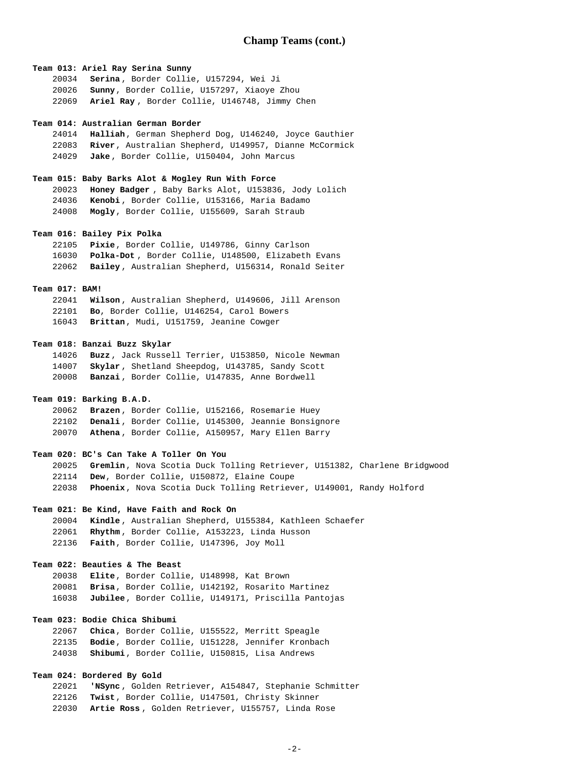## Champ Teams (cont.)

**Team 013: Ariel Ray Serina Sunny**

20034 **Serina**, Border Collie, U157294, Wei Ji
20026 **Sunny**, Border Collie, U157297, Xiaoye Zhou
22069 **Ariel Ray**, Border Collie, U146748, Jimmy Chen

**Team 014: Australian German Border**

24014 **Halliah**, German Shepherd Dog, U146240, Joyce Gauthier
22083 **River**, Australian Shepherd, U149957, Dianne McCormick
24029 **Jake**, Border Collie, U150404, John Marcus

**Team 015: Baby Barks Alot & Mogley Run With Force**

20023 **Honey Badger**, Baby Barks Alot, U153836, Jody Lolich
24036 **Kenobi**, Border Collie, U153166, Maria Badamo
24008 **Mogly**, Border Collie, U155609, Sarah Straub

**Team 016: Bailey Pix Polka**

22105 **Pixie**, Border Collie, U149786, Ginny Carlson
16030 **Polka-Dot**, Border Collie, U148500, Elizabeth Evans
22062 **Bailey**, Australian Shepherd, U156314, Ronald Seiter

**Team 017: BAM!**

22041 **Wilson**, Australian Shepherd, U149606, Jill Arenson
22101 **Bo**, Border Collie, U146254, Carol Bowers
16043 **Brittan**, Mudi, U151759, Jeanine Cowger

**Team 018: Banzai Buzz Skylar**

14026 **Buzz**, Jack Russell Terrier, U153850, Nicole Newman
14007 **Skylar**, Shetland Sheepdog, U143785, Sandy Scott
20008 **Banzai**, Border Collie, U147835, Anne Bordwell

**Team 019: Barking B.A.D.**

20062 **Brazen**, Border Collie, U152166, Rosemarie Huey
22102 **Denali**, Border Collie, U145300, Jeannie Bonsignore
20070 **Athena**, Border Collie, A150957, Mary Ellen Barry

**Team 020: BC's Can Take A Toller On You**

20025 **Gremlin**, Nova Scotia Duck Tolling Retriever, U151382, Charlene Bridgwood
22114 **Dew**, Border Collie, U150872, Elaine Coupe
22038 **Phoenix**, Nova Scotia Duck Tolling Retriever, U149001, Randy Holford

**Team 021: Be Kind, Have Faith and Rock On**

20004 **Kindle**, Australian Shepherd, U155384, Kathleen Schaefer
22061 **Rhythm**, Border Collie, A153223, Linda Husson
22136 **Faith**, Border Collie, U147396, Joy Moll

**Team 022: Beauties & The Beast**

20038 **Elite**, Border Collie, U148998, Kat Brown
20081 **Brisa**, Border Collie, U142192, Rosarito Martinez
16038 **Jubilee**, Border Collie, U149171, Priscilla Pantojas

**Team 023: Bodie Chica Shibumi**

22067 **Chica**, Border Collie, U155522, Merritt Speagle
22135 **Bodie**, Border Collie, U151228, Jennifer Kronbach
24038 **Shibumi**, Border Collie, U150815, Lisa Andrews

**Team 024: Bordered By Gold**

22021 **'NSync**, Golden Retriever, A154847, Stephanie Schmitter
22126 **Twist**, Border Collie, U147501, Christy Skinner
22030 **Artie Ross**, Golden Retriever, U155757, Linda Rose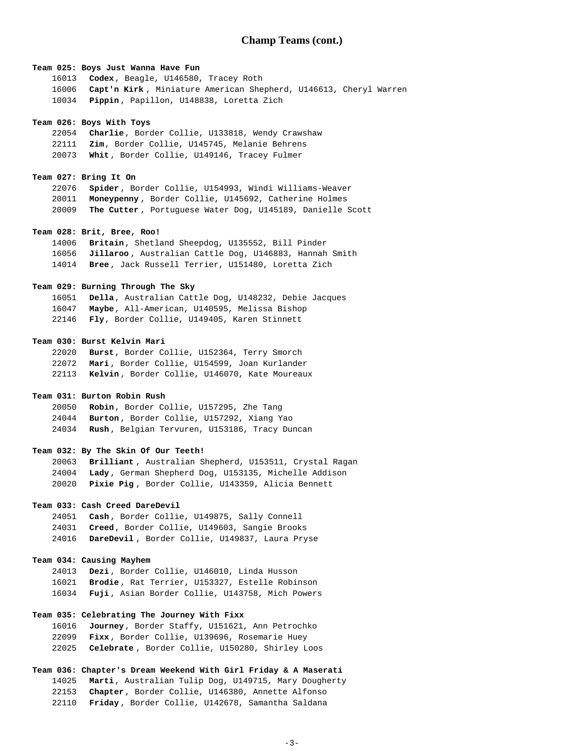## Champ Teams (cont.)

**Team 025: Boys Just Wanna Have Fun**

16013 **Codex**, Beagle, U146580, Tracey Roth
16006 **Capt'n Kirk**, Miniature American Shepherd, U146613, Cheryl Warren
10034 **Pippin**, Papillon, U148838, Loretta Zich

**Team 026: Boys With Toys**

22054 **Charlie**, Border Collie, U133818, Wendy Crawshaw
22111 **Zim**, Border Collie, U145745, Melanie Behrens
20073 **Whit**, Border Collie, U149146, Tracey Fulmer

**Team 027: Bring It On**

22076 **Spider**, Border Collie, U154993, Windi Williams-Weaver
20011 **Moneypenny**, Border Collie, U145692, Catherine Holmes
20009 **The Cutter**, Portuguese Water Dog, U145189, Danielle Scott

**Team 028: Brit, Bree, Roo!**

14006 **Britain**, Shetland Sheepdog, U135552, Bill Pinder
16056 **Jillaroo**, Australian Cattle Dog, U146883, Hannah Smith
14014 **Bree**, Jack Russell Terrier, U151480, Loretta Zich

**Team 029: Burning Through The Sky**

16051 **Della**, Australian Cattle Dog, U148232, Debie Jacques
16047 **Maybe**, All-American, U140595, Melissa Bishop
22146 **Fly**, Border Collie, U149405, Karen Stinnett

**Team 030: Burst Kelvin Mari**

22020 **Burst**, Border Collie, U152364, Terry Smorch
22072 **Mari**, Border Collie, U154599, Joan Kurlander
22113 **Kelvin**, Border Collie, U146070, Kate Moureaux

**Team 031: Burton Robin Rush**

20050 **Robin**, Border Collie, U157295, Zhe Tang
24044 **Burton**, Border Collie, U157292, Xiang Yao
24034 **Rush**, Belgian Tervuren, U153186, Tracy Duncan

**Team 032: By The Skin Of Our Teeth!**

20063 **Brilliant**, Australian Shepherd, U153511, Crystal Ragan
24004 **Lady**, German Shepherd Dog, U153135, Michelle Addison
20020 **Pixie Pig**, Border Collie, U143359, Alicia Bennett

**Team 033: Cash Creed DareDevil**

24051 **Cash**, Border Collie, U149875, Sally Connell
24031 **Creed**, Border Collie, U149603, Sangie Brooks
24016 **DareDevil**, Border Collie, U149837, Laura Pryse

**Team 034: Causing Mayhem**

24013 **Dezi**, Border Collie, U146010, Linda Husson
16021 **Brodie**, Rat Terrier, U153327, Estelle Robinson
16034 **Fuji**, Asian Border Collie, U143758, Mich Powers

**Team 035: Celebrating The Journey With Fixx**

16016 **Journey**, Border Staffy, U151621, Ann Petrochko
22099 **Fixx**, Border Collie, U139696, Rosemarie Huey
22025 **Celebrate**, Border Collie, U150280, Shirley Loos

**Team 036: Chapter's Dream Weekend With Girl Friday & A Maserati**

14025 **Marti**, Australian Tulip Dog, U149715, Mary Dougherty
22153 **Chapter**, Border Collie, U146380, Annette Alfonso
22110 **Friday**, Border Collie, U142678, Samantha Saldana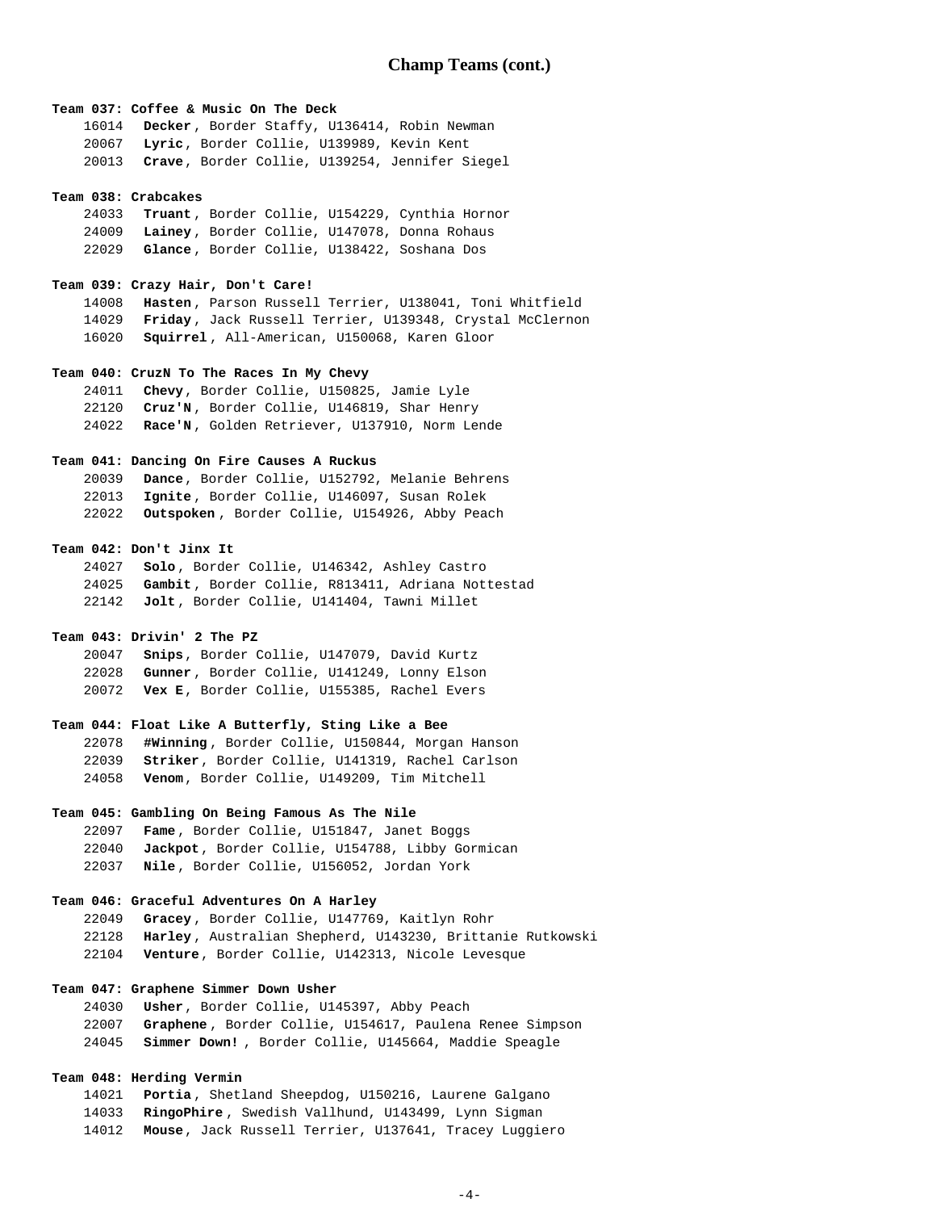## Champ Teams (cont.)

**Team 037: Coffee & Music On The Deck**

16014 **Decker**, Border Staffy, U136414, Robin Newman
20067 **Lyric**, Border Collie, U139989, Kevin Kent
20013 **Crave**, Border Collie, U139254, Jennifer Siegel

**Team 038: Crabcakes**

24033 **Truant**, Border Collie, U154229, Cynthia Hornor
24009 **Lainey**, Border Collie, U147078, Donna Rohaus
22029 **Glance**, Border Collie, U138422, Soshana Dos

**Team 039: Crazy Hair, Don't Care!**

14008 **Hasten**, Parson Russell Terrier, U138041, Toni Whitfield
14029 **Friday**, Jack Russell Terrier, U139348, Crystal McClernon
16020 **Squirrel**, All-American, U150068, Karen Gloor

**Team 040: CruzN To The Races In My Chevy**

24011 **Chevy**, Border Collie, U150825, Jamie Lyle
22120 **Cruz'N**, Border Collie, U146819, Shar Henry
24022 **Race'N**, Golden Retriever, U137910, Norm Lende

**Team 041: Dancing On Fire Causes A Ruckus**

20039 **Dance**, Border Collie, U152792, Melanie Behrens
22013 **Ignite**, Border Collie, U146097, Susan Rolek
22022 **Outspoken**, Border Collie, U154926, Abby Peach

**Team 042: Don't Jinx It**

24027 **Solo**, Border Collie, U146342, Ashley Castro
24025 **Gambit**, Border Collie, R813411, Adriana Nottestad
22142 **Jolt**, Border Collie, U141404, Tawni Millet

**Team 043: Drivin' 2 The PZ**

20047 **Snips**, Border Collie, U147079, David Kurtz
22028 **Gunner**, Border Collie, U141249, Lonny Elson
20072 **Vex E**, Border Collie, U155385, Rachel Evers

**Team 044: Float Like A Butterfly, Sting Like a Bee**

22078 **#Winning**, Border Collie, U150844, Morgan Hanson
22039 **Striker**, Border Collie, U141319, Rachel Carlson
24058 **Venom**, Border Collie, U149209, Tim Mitchell

**Team 045: Gambling On Being Famous As The Nile**

22097 **Fame**, Border Collie, U151847, Janet Boggs
22040 **Jackpot**, Border Collie, U154788, Libby Gormican
22037 **Nile**, Border Collie, U156052, Jordan York

**Team 046: Graceful Adventures On A Harley**

22049 **Gracey**, Border Collie, U147769, Kaitlyn Rohr
22128 **Harley**, Australian Shepherd, U143230, Brittanie Rutkowski
22104 **Venture**, Border Collie, U142313, Nicole Levesque

**Team 047: Graphene Simmer Down Usher**

24030 **Usher**, Border Collie, U145397, Abby Peach
22007 **Graphene**, Border Collie, U154617, Paulena Renee Simpson
24045 **Simmer Down!**, Border Collie, U145664, Maddie Speagle

**Team 048: Herding Vermin**

14021 **Portia**, Shetland Sheepdog, U150216, Laurene Galgano
14033 **RingoPhire**, Swedish Vallhund, U143499, Lynn Sigman
14012 **Mouse**, Jack Russell Terrier, U137641, Tracey Luggiero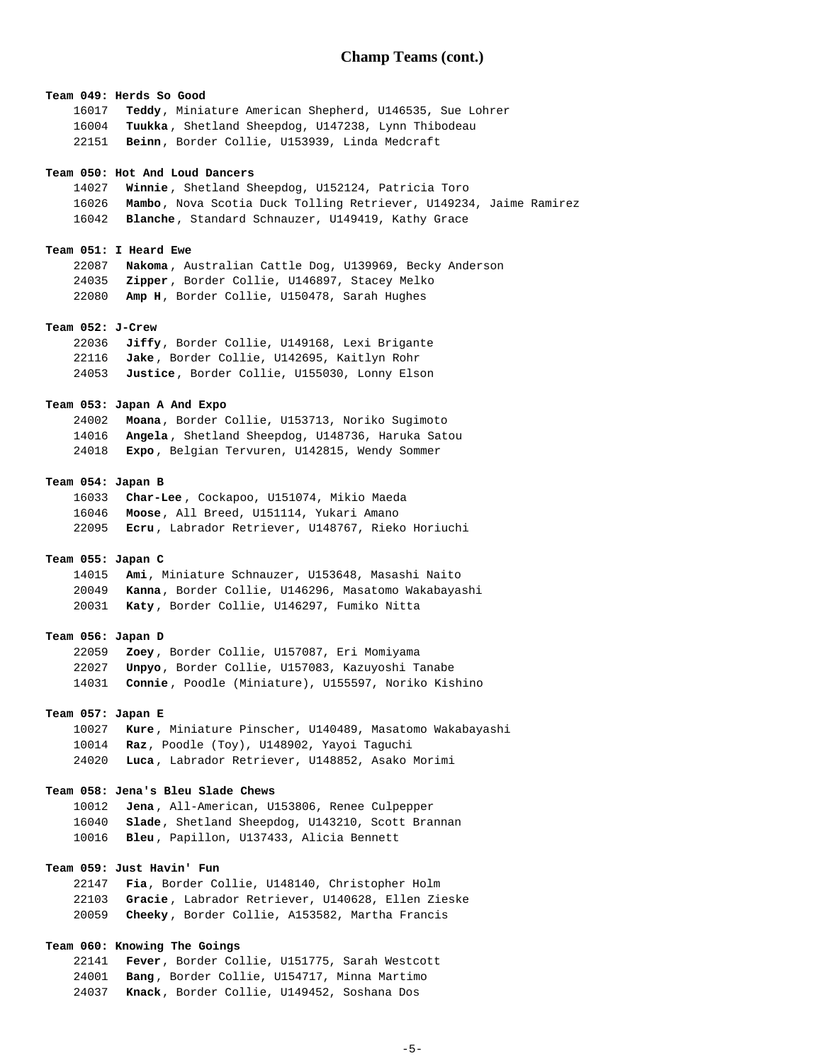## Champ Teams (cont.)

**Team 049: Herds So Good**

16017 **Teddy**, Miniature American Shepherd, U146535, Sue Lohrer
16004 **Tuukka**, Shetland Sheepdog, U147238, Lynn Thibodeau
22151 **Beinn**, Border Collie, U153939, Linda Medcraft

**Team 050: Hot And Loud Dancers**

14027 **Winnie**, Shetland Sheepdog, U152124, Patricia Toro
16026 **Mambo**, Nova Scotia Duck Tolling Retriever, U149234, Jaime Ramirez
16042 **Blanche**, Standard Schnauzer, U149419, Kathy Grace

**Team 051: I Heard Ewe**

22087 **Nakoma**, Australian Cattle Dog, U139969, Becky Anderson
24035 **Zipper**, Border Collie, U146897, Stacey Melko
22080 **Amp H**, Border Collie, U150478, Sarah Hughes

**Team 052: J-Crew**

22036 **Jiffy**, Border Collie, U149168, Lexi Brigante
22116 **Jake**, Border Collie, U142695, Kaitlyn Rohr
24053 **Justice**, Border Collie, U155030, Lonny Elson

**Team 053: Japan A And Expo**

24002 **Moana**, Border Collie, U153713, Noriko Sugimoto
14016 **Angela**, Shetland Sheepdog, U148736, Haruka Satou
24018 **Expo**, Belgian Tervuren, U142815, Wendy Sommer

**Team 054: Japan B**

16033 **Char-Lee**, Cockapoo, U151074, Mikio Maeda
16046 **Moose**, All Breed, U151114, Yukari Amano
22095 **Ecru**, Labrador Retriever, U148767, Rieko Horiuchi

**Team 055: Japan C**

14015 **Ami**, Miniature Schnauzer, U153648, Masashi Naito
20049 **Kanna**, Border Collie, U146296, Masatomo Wakabayashi
20031 **Katy**, Border Collie, U146297, Fumiko Nitta

**Team 056: Japan D**

22059 **Zoey**, Border Collie, U157087, Eri Momiyama
22027 **Unpyo**, Border Collie, U157083, Kazuyoshi Tanabe
14031 **Connie**, Poodle (Miniature), U155597, Noriko Kishino

**Team 057: Japan E**

10027 **Kure**, Miniature Pinscher, U140489, Masatomo Wakabayashi
10014 **Raz**, Poodle (Toy), U148902, Yayoi Taguchi
24020 **Luca**, Labrador Retriever, U148852, Asako Morimi

**Team 058: Jena's Bleu Slade Chews**

10012 **Jena**, All-American, U153806, Renee Culpepper
16040 **Slade**, Shetland Sheepdog, U143210, Scott Brannan
10016 **Bleu**, Papillon, U137433, Alicia Bennett

**Team 059: Just Havin' Fun**

22147 **Fia**, Border Collie, U148140, Christopher Holm
22103 **Gracie**, Labrador Retriever, U140628, Ellen Zieske
20059 **Cheeky**, Border Collie, A153582, Martha Francis

**Team 060: Knowing The Goings**

22141 **Fever**, Border Collie, U151775, Sarah Westcott
24001 **Bang**, Border Collie, U154717, Minna Martimo
24037 **Knack**, Border Collie, U149452, Soshana Dos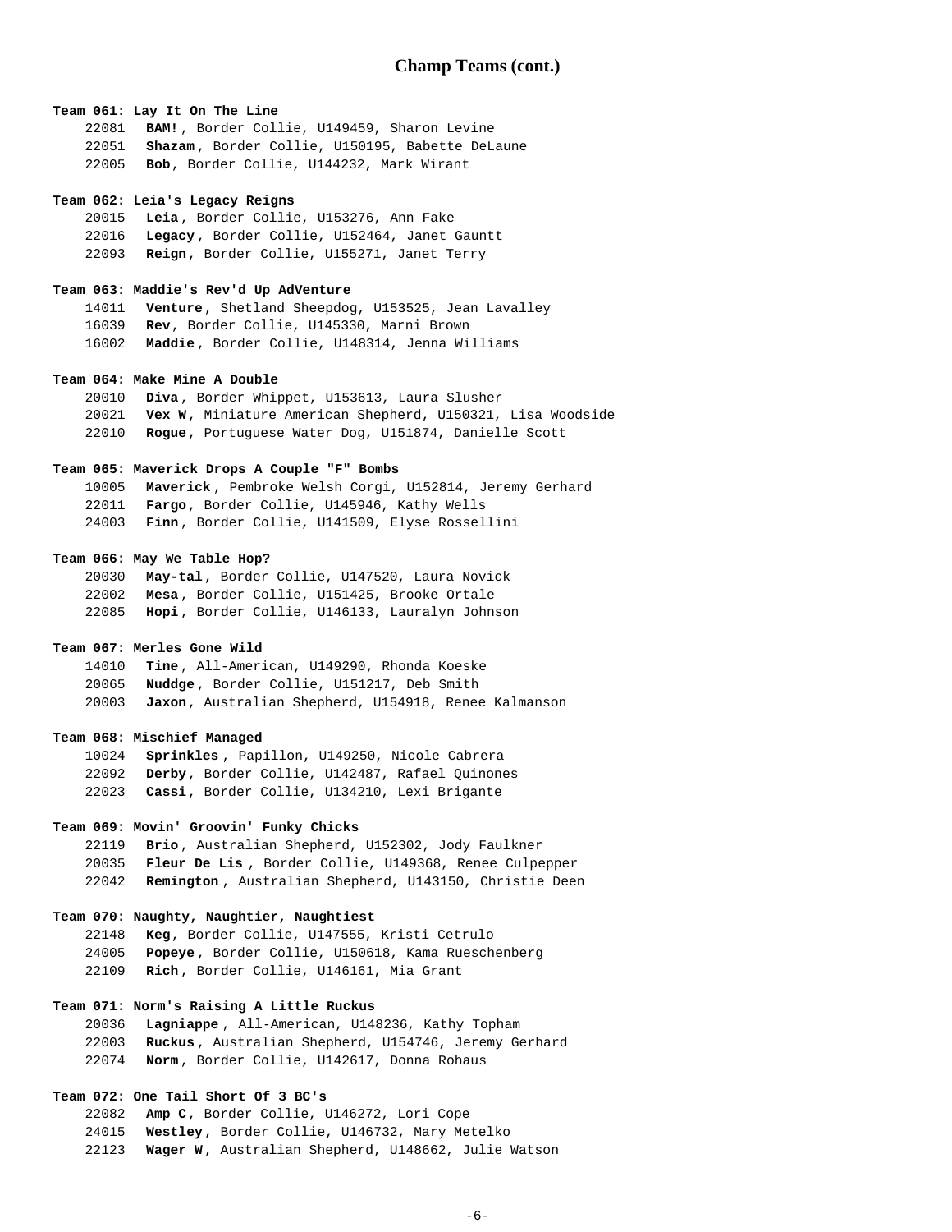## Champ Teams (cont.)

**Team 061: Lay It On The Line**

22081 **BAM!**, Border Collie, U149459, Sharon Levine
22051 **Shazam**, Border Collie, U150195, Babette DeLaune
22005 **Bob**, Border Collie, U144232, Mark Wirant

**Team 062: Leia's Legacy Reigns**

20015 **Leia**, Border Collie, U153276, Ann Fake
22016 **Legacy**, Border Collie, U152464, Janet Gauntt
22093 **Reign**, Border Collie, U155271, Janet Terry

**Team 063: Maddie's Rev'd Up AdVenture**

14011 **Venture**, Shetland Sheepdog, U153525, Jean Lavalley
16039 **Rev**, Border Collie, U145330, Marni Brown
16002 **Maddie**, Border Collie, U148314, Jenna Williams

**Team 064: Make Mine A Double**

20010 **Diva**, Border Whippet, U153613, Laura Slusher
20021 **Vex W**, Miniature American Shepherd, U150321, Lisa Woodside
22010 **Rogue**, Portuguese Water Dog, U151874, Danielle Scott

**Team 065: Maverick Drops A Couple "F" Bombs**

10005 **Maverick**, Pembroke Welsh Corgi, U152814, Jeremy Gerhard
22011 **Fargo**, Border Collie, U145946, Kathy Wells
24003 **Finn**, Border Collie, U141509, Elyse Rossellini

**Team 066: May We Table Hop?**

20030 **May-tal**, Border Collie, U147520, Laura Novick
22002 **Mesa**, Border Collie, U151425, Brooke Ortale
22085 **Hopi**, Border Collie, U146133, Lauralyn Johnson

**Team 067: Merles Gone Wild**

14010 **Tine**, All-American, U149290, Rhonda Koeske
20065 **Nuddge**, Border Collie, U151217, Deb Smith
20003 **Jaxon**, Australian Shepherd, U154918, Renee Kalmanson

**Team 068: Mischief Managed**

10024 **Sprinkles**, Papillon, U149250, Nicole Cabrera
22092 **Derby**, Border Collie, U142487, Rafael Quinones
22023 **Cassi**, Border Collie, U134210, Lexi Brigante

**Team 069: Movin' Groovin' Funky Chicks**

22119 **Brio**, Australian Shepherd, U152302, Jody Faulkner
20035 **Fleur De Lis**, Border Collie, U149368, Renee Culpepper
22042 **Remington**, Australian Shepherd, U143150, Christie Deen

**Team 070: Naughty, Naughtier, Naughtiest**

22148 **Keg**, Border Collie, U147555, Kristi Cetrulo
24005 **Popeye**, Border Collie, U150618, Kama Rueschenberg
22109 **Rich**, Border Collie, U146161, Mia Grant

**Team 071: Norm's Raising A Little Ruckus**

20036 **Lagniappe**, All-American, U148236, Kathy Topham
22003 **Ruckus**, Australian Shepherd, U154746, Jeremy Gerhard
22074 **Norm**, Border Collie, U142617, Donna Rohaus

**Team 072: One Tail Short Of 3 BC's**

22082 **Amp C**, Border Collie, U146272, Lori Cope
24015 **Westley**, Border Collie, U146732, Mary Metelko
22123 **Wager W**, Australian Shepherd, U148662, Julie Watson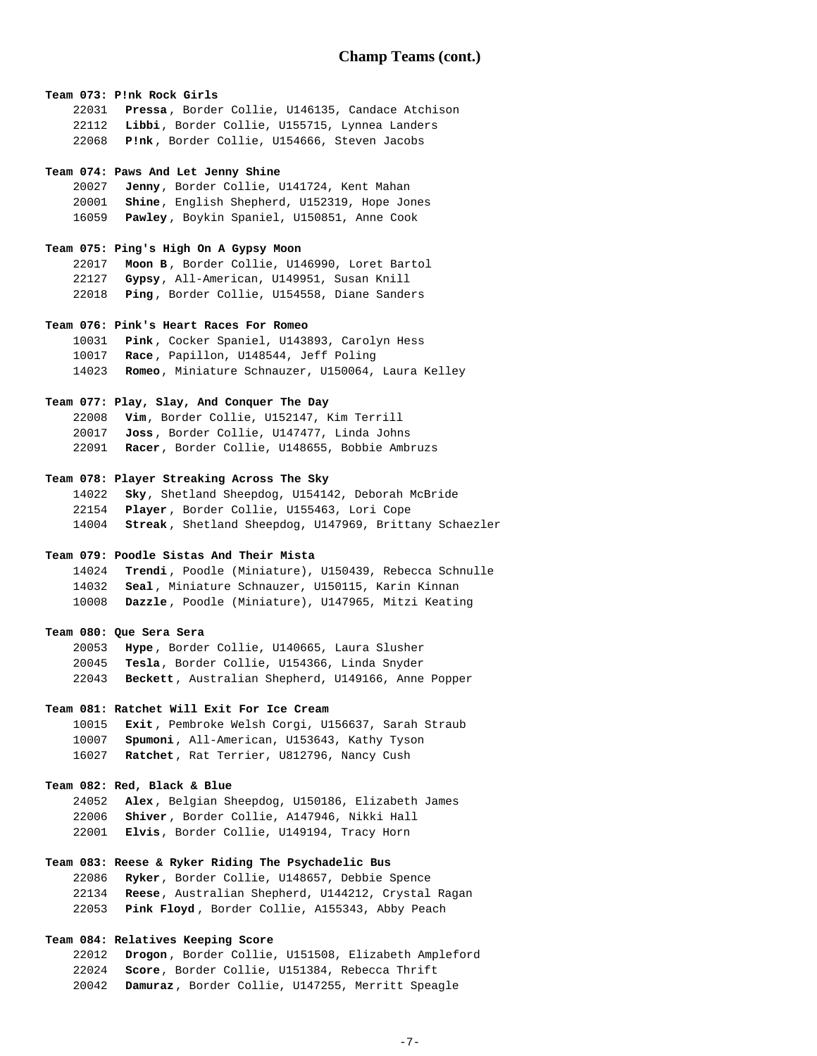## Champ Teams (cont.)

**Team 073: P!nk Rock Girls**

22031 **Pressa**, Border Collie, U146135, Candace Atchison
22112 **Libbi**, Border Collie, U155715, Lynnea Landers
22068 **P!nk**, Border Collie, U154666, Steven Jacobs

**Team 074: Paws And Let Jenny Shine**

20027 **Jenny**, Border Collie, U141724, Kent Mahan
20001 **Shine**, English Shepherd, U152319, Hope Jones
16059 **Pawley**, Boykin Spaniel, U150851, Anne Cook

**Team 075: Ping's High On A Gypsy Moon**

22017 **Moon B**, Border Collie, U146990, Loret Bartol
22127 **Gypsy**, All-American, U149951, Susan Knill
22018 **Ping**, Border Collie, U154558, Diane Sanders

**Team 076: Pink's Heart Races For Romeo**

10031 **Pink**, Cocker Spaniel, U143893, Carolyn Hess
10017 **Race**, Papillon, U148544, Jeff Poling
14023 **Romeo**, Miniature Schnauzer, U150064, Laura Kelley

**Team 077: Play, Slay, And Conquer The Day**

22008 **Vim**, Border Collie, U152147, Kim Terrill
20017 **Joss**, Border Collie, U147477, Linda Johns
22091 **Racer**, Border Collie, U148655, Bobbie Ambruzs

**Team 078: Player Streaking Across The Sky**

14022 **Sky**, Shetland Sheepdog, U154142, Deborah McBride
22154 **Player**, Border Collie, U155463, Lori Cope
14004 **Streak**, Shetland Sheepdog, U147969, Brittany Schaezler

**Team 079: Poodle Sistas And Their Mista**

14024 **Trendi**, Poodle (Miniature), U150439, Rebecca Schnulle
14032 **Seal**, Miniature Schnauzer, U150115, Karin Kinnan
10008 **Dazzle**, Poodle (Miniature), U147965, Mitzi Keating

**Team 080: Que Sera Sera**

20053 **Hype**, Border Collie, U140665, Laura Slusher
20045 **Tesla**, Border Collie, U154366, Linda Snyder
22043 **Beckett**, Australian Shepherd, U149166, Anne Popper

**Team 081: Ratchet Will Exit For Ice Cream**

10015 **Exit**, Pembroke Welsh Corgi, U156637, Sarah Straub
10007 **Spumoni**, All-American, U153643, Kathy Tyson
16027 **Ratchet**, Rat Terrier, U812796, Nancy Cush

**Team 082: Red, Black & Blue**

24052 **Alex**, Belgian Sheepdog, U150186, Elizabeth James
22006 **Shiver**, Border Collie, A147946, Nikki Hall
22001 **Elvis**, Border Collie, U149194, Tracy Horn

**Team 083: Reese & Ryker Riding The Psychadelic Bus**

22086 **Ryker**, Border Collie, U148657, Debbie Spence
22134 **Reese**, Australian Shepherd, U144212, Crystal Ragan
22053 **Pink Floyd**, Border Collie, A155343, Abby Peach

**Team 084: Relatives Keeping Score**

22012 **Drogon**, Border Collie, U151508, Elizabeth Ampleford
22024 **Score**, Border Collie, U151384, Rebecca Thrift
20042 **Damuraz**, Border Collie, U147255, Merritt Speagle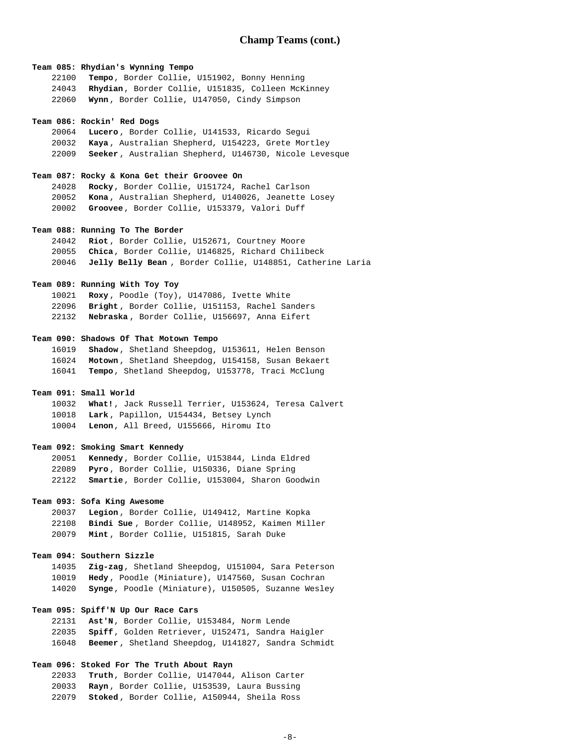## Champ Teams (cont.)

**Team 085: Rhydian's Wynning Tempo**

22100 **Tempo**, Border Collie, U151902, Bonny Henning
24043 **Rhydian**, Border Collie, U151835, Colleen McKinney
22060 **Wynn**, Border Collie, U147050, Cindy Simpson

**Team 086: Rockin' Red Dogs**

20064 **Lucero**, Border Collie, U141533, Ricardo Segui
20032 **Kaya**, Australian Shepherd, U154223, Grete Mortley
22009 **Seeker**, Australian Shepherd, U146730, Nicole Levesque

**Team 087: Rocky & Kona Get their Groovee On**

24028 **Rocky**, Border Collie, U151724, Rachel Carlson
20052 **Kona**, Australian Shepherd, U140026, Jeanette Losey
20002 **Groovee**, Border Collie, U153379, Valori Duff

**Team 088: Running To The Border**

24042 **Riot**, Border Collie, U152671, Courtney Moore
20055 **Chica**, Border Collie, U146825, Richard Chilibeck
20046 **Jelly Belly Bean**, Border Collie, U148851, Catherine Laria

**Team 089: Running With Toy Toy**

10021 **Roxy**, Poodle (Toy), U147086, Ivette White
22096 **Bright**, Border Collie, U151153, Rachel Sanders
22132 **Nebraska**, Border Collie, U156697, Anna Eifert

**Team 090: Shadows Of That Motown Tempo**

16019 **Shadow**, Shetland Sheepdog, U153611, Helen Benson
16024 **Motown**, Shetland Sheepdog, U154158, Susan Bekaert
16041 **Tempo**, Shetland Sheepdog, U153778, Traci McClung

**Team 091: Small World**

10032 **What!**, Jack Russell Terrier, U153624, Teresa Calvert
10018 **Lark**, Papillon, U154434, Betsey Lynch
10004 **Lenon**, All Breed, U155666, Hiromu Ito

**Team 092: Smoking Smart Kennedy**

20051 **Kennedy**, Border Collie, U153844, Linda Eldred
22089 **Pyro**, Border Collie, U150336, Diane Spring
22122 **Smartie**, Border Collie, U153004, Sharon Goodwin

**Team 093: Sofa King Awesome**

20037 **Legion**, Border Collie, U149412, Martine Kopka
22108 **Bindi Sue**, Border Collie, U148952, Kaimen Miller
20079 **Mint**, Border Collie, U151815, Sarah Duke

**Team 094: Southern Sizzle**

14035 **Zig-zag**, Shetland Sheepdog, U151004, Sara Peterson
10019 **Hedy**, Poodle (Miniature), U147560, Susan Cochran
14020 **Synge**, Poodle (Miniature), U150505, Suzanne Wesley

**Team 095: Spiff'N Up Our Race Cars**

22131 **Ast'N**, Border Collie, U153484, Norm Lende
22035 **Spiff**, Golden Retriever, U152471, Sandra Haigler
16048 **Beemer**, Shetland Sheepdog, U141827, Sandra Schmidt

**Team 096: Stoked For The Truth About Rayn**

22033 **Truth**, Border Collie, U147044, Alison Carter
20033 **Rayn**, Border Collie, U153539, Laura Bussing
22079 **Stoked**, Border Collie, A150944, Sheila Ross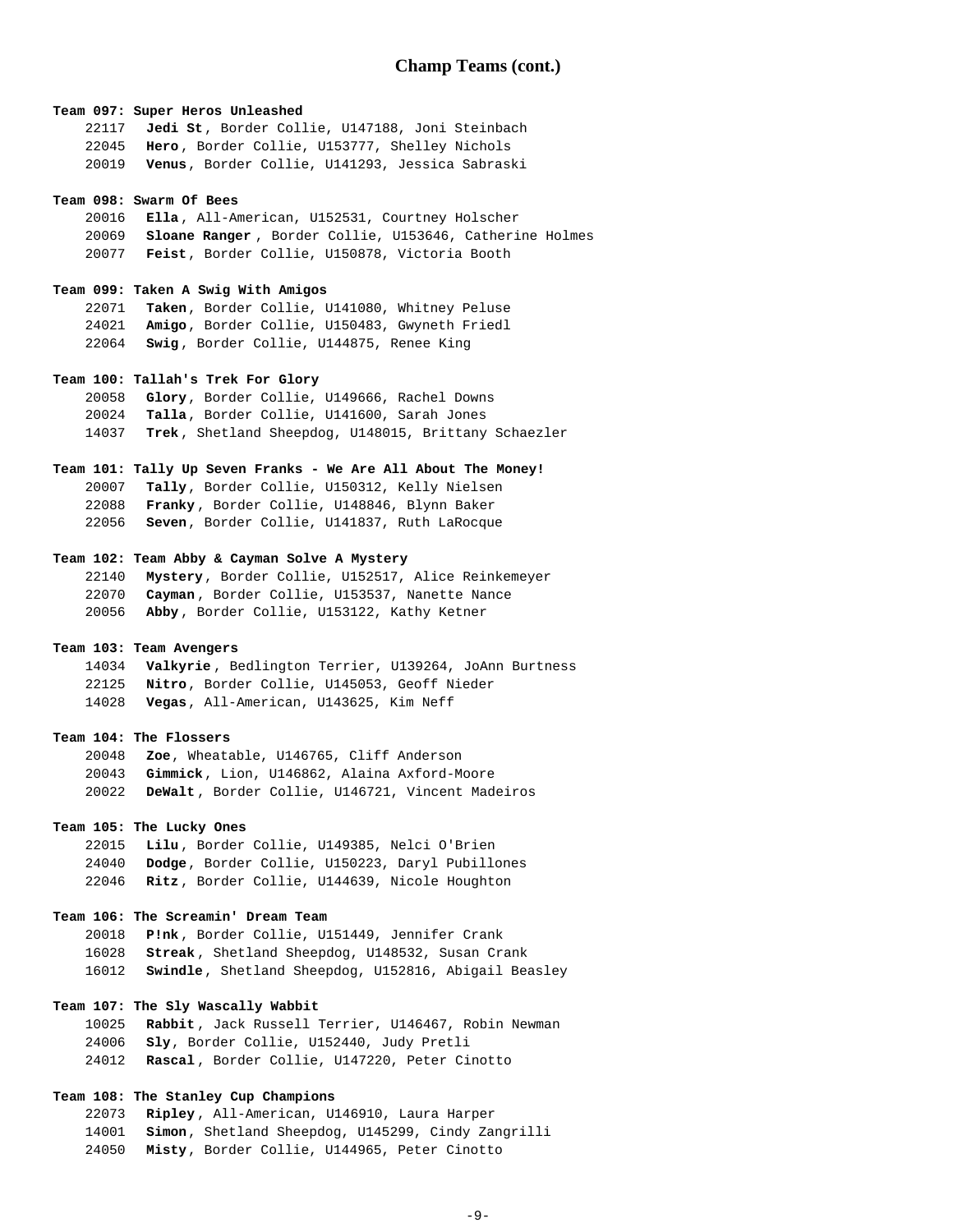## Champ Teams (cont.)

**Team 097: Super Heros Unleashed**

22117 **Jedi St**, Border Collie, U147188, Joni Steinbach
22045 **Hero**, Border Collie, U153777, Shelley Nichols
20019 **Venus**, Border Collie, U141293, Jessica Sabraski

**Team 098: Swarm Of Bees**

20016 **Ella**, All-American, U152531, Courtney Holscher
20069 **Sloane Ranger**, Border Collie, U153646, Catherine Holmes
20077 **Feist**, Border Collie, U150878, Victoria Booth

**Team 099: Taken A Swig With Amigos**

22071 **Taken**, Border Collie, U141080, Whitney Peluse
24021 **Amigo**, Border Collie, U150483, Gwyneth Friedl
22064 **Swig**, Border Collie, U144875, Renee King

**Team 100: Tallah's Trek For Glory**

20058 **Glory**, Border Collie, U149666, Rachel Downs
20024 **Talla**, Border Collie, U141600, Sarah Jones
14037 **Trek**, Shetland Sheepdog, U148015, Brittany Schaezler

**Team 101: Tally Up Seven Franks - We Are All About The Money!**

20007 **Tally**, Border Collie, U150312, Kelly Nielsen
22088 **Franky**, Border Collie, U148846, Blynn Baker
22056 **Seven**, Border Collie, U141837, Ruth LaRocque

**Team 102: Team Abby & Cayman Solve A Mystery**

22140 **Mystery**, Border Collie, U152517, Alice Reinkemeyer
22070 **Cayman**, Border Collie, U153537, Nanette Nance
20056 **Abby**, Border Collie, U153122, Kathy Ketner

**Team 103: Team Avengers**

14034 **Valkyrie**, Bedlington Terrier, U139264, JoAnn Burtness
22125 **Nitro**, Border Collie, U145053, Geoff Nieder
14028 **Vegas**, All-American, U143625, Kim Neff

**Team 104: The Flossers**

20048 **Zoe**, Wheatable, U146765, Cliff Anderson
20043 **Gimmick**, Lion, U146862, Alaina Axford-Moore
20022 **DeWalt**, Border Collie, U146721, Vincent Madeiros

**Team 105: The Lucky Ones**

22015 **Lilu**, Border Collie, U149385, Nelci O'Brien
24040 **Dodge**, Border Collie, U150223, Daryl Pubillones
22046 **Ritz**, Border Collie, U144639, Nicole Houghton

**Team 106: The Screamin' Dream Team**

20018 **P!nk**, Border Collie, U151449, Jennifer Crank
16028 **Streak**, Shetland Sheepdog, U148532, Susan Crank
16012 **Swindle**, Shetland Sheepdog, U152816, Abigail Beasley

**Team 107: The Sly Wascally Wabbit**

10025 **Rabbit**, Jack Russell Terrier, U146467, Robin Newman
24006 **Sly**, Border Collie, U152440, Judy Pretli
24012 **Rascal**, Border Collie, U147220, Peter Cinotto

**Team 108: The Stanley Cup Champions**

22073 **Ripley**, All-American, U146910, Laura Harper
14001 **Simon**, Shetland Sheepdog, U145299, Cindy Zangrilli
24050 **Misty**, Border Collie, U144965, Peter Cinotto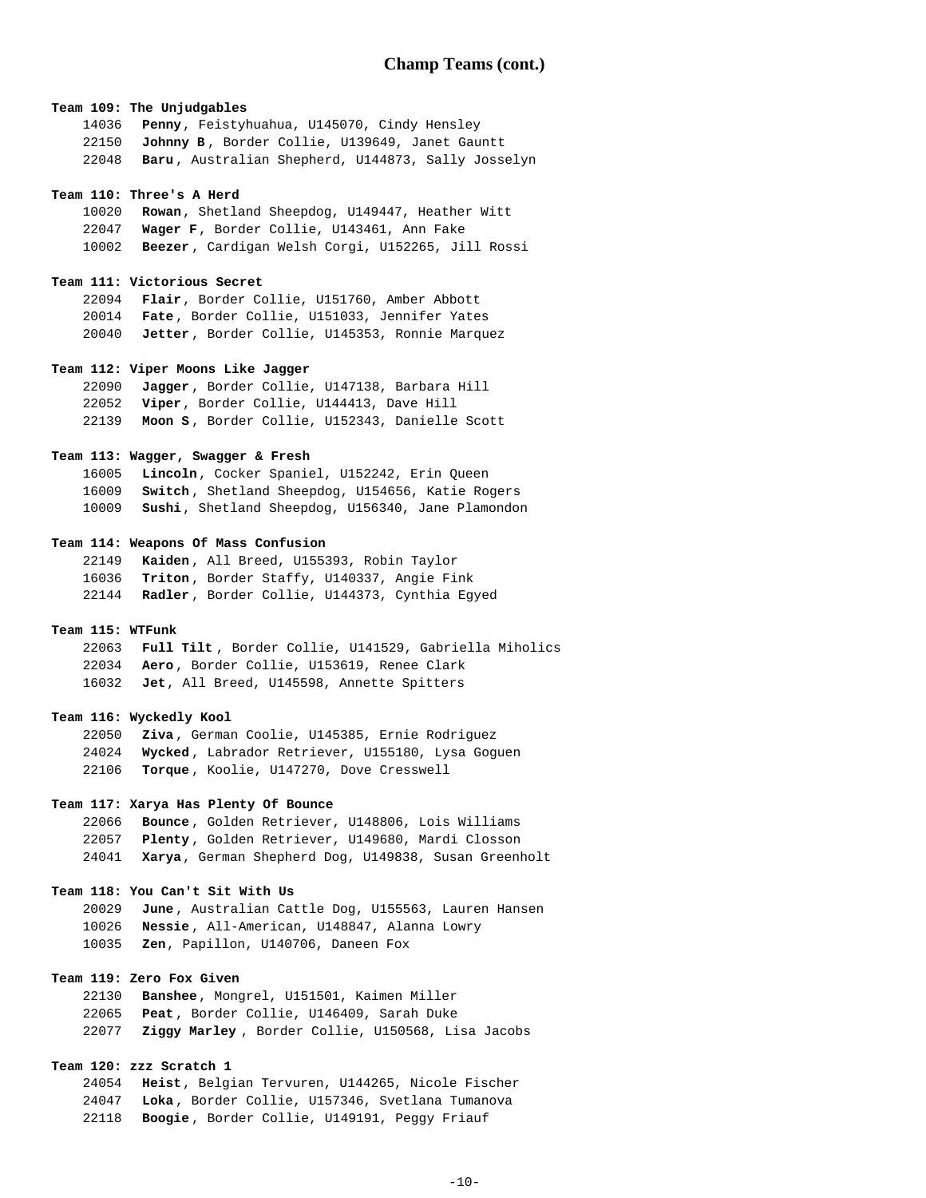## Champ Teams (cont.)

**Team 109: The Unjudgables**

14036 **Penny**, Feistyhuahua, U145070, Cindy Hensley
22150 **Johnny B**, Border Collie, U139649, Janet Gauntt
22048 **Baru**, Australian Shepherd, U144873, Sally Josselyn

**Team 110: Three's A Herd**

10020 **Rowan**, Shetland Sheepdog, U149447, Heather Witt
22047 **Wager F**, Border Collie, U143461, Ann Fake
10002 **Beezer**, Cardigan Welsh Corgi, U152265, Jill Rossi

**Team 111: Victorious Secret**

22094 **Flair**, Border Collie, U151760, Amber Abbott
20014 **Fate**, Border Collie, U151033, Jennifer Yates
20040 **Jetter**, Border Collie, U145353, Ronnie Marquez

**Team 112: Viper Moons Like Jagger**

22090 **Jagger**, Border Collie, U147138, Barbara Hill
22052 **Viper**, Border Collie, U144413, Dave Hill
22139 **Moon S**, Border Collie, U152343, Danielle Scott

**Team 113: Wagger, Swagger & Fresh**

16005 **Lincoln**, Cocker Spaniel, U152242, Erin Queen
16009 **Switch**, Shetland Sheepdog, U154656, Katie Rogers
10009 **Sushi**, Shetland Sheepdog, U156340, Jane Plamondon

**Team 114: Weapons Of Mass Confusion**

22149 **Kaiden**, All Breed, U155393, Robin Taylor
16036 **Triton**, Border Staffy, U140337, Angie Fink
22144 **Radler**, Border Collie, U144373, Cynthia Egyed

**Team 115: WTFunk**

22063 **Full Tilt**, Border Collie, U141529, Gabriella Miholics
22034 **Aero**, Border Collie, U153619, Renee Clark
16032 **Jet**, All Breed, U145598, Annette Spitters

**Team 116: Wyckedly Kool**

22050 **Ziva**, German Coolie, U145385, Ernie Rodriguez
24024 **Wycked**, Labrador Retriever, U155180, Lysa Goguen
22106 **Torque**, Koolie, U147270, Dove Cresswell

**Team 117: Xarya Has Plenty Of Bounce**

22066 **Bounce**, Golden Retriever, U148806, Lois Williams
22057 **Plenty**, Golden Retriever, U149680, Mardi Closson
24041 **Xarya**, German Shepherd Dog, U149838, Susan Greenholt

**Team 118: You Can't Sit With Us**

20029 **June**, Australian Cattle Dog, U155563, Lauren Hansen
10026 **Nessie**, All-American, U148847, Alanna Lowry
10035 **Zen**, Papillon, U140706, Daneen Fox

**Team 119: Zero Fox Given**

22130 **Banshee**, Mongrel, U151501, Kaimen Miller
22065 **Peat**, Border Collie, U146409, Sarah Duke
22077 **Ziggy Marley**, Border Collie, U150568, Lisa Jacobs

**Team 120: zzz Scratch 1**

24054 **Heist**, Belgian Tervuren, U144265, Nicole Fischer
24047 **Loka**, Border Collie, U157346, Svetlana Tumanova
22118 **Boogie**, Border Collie, U149191, Peggy Friauf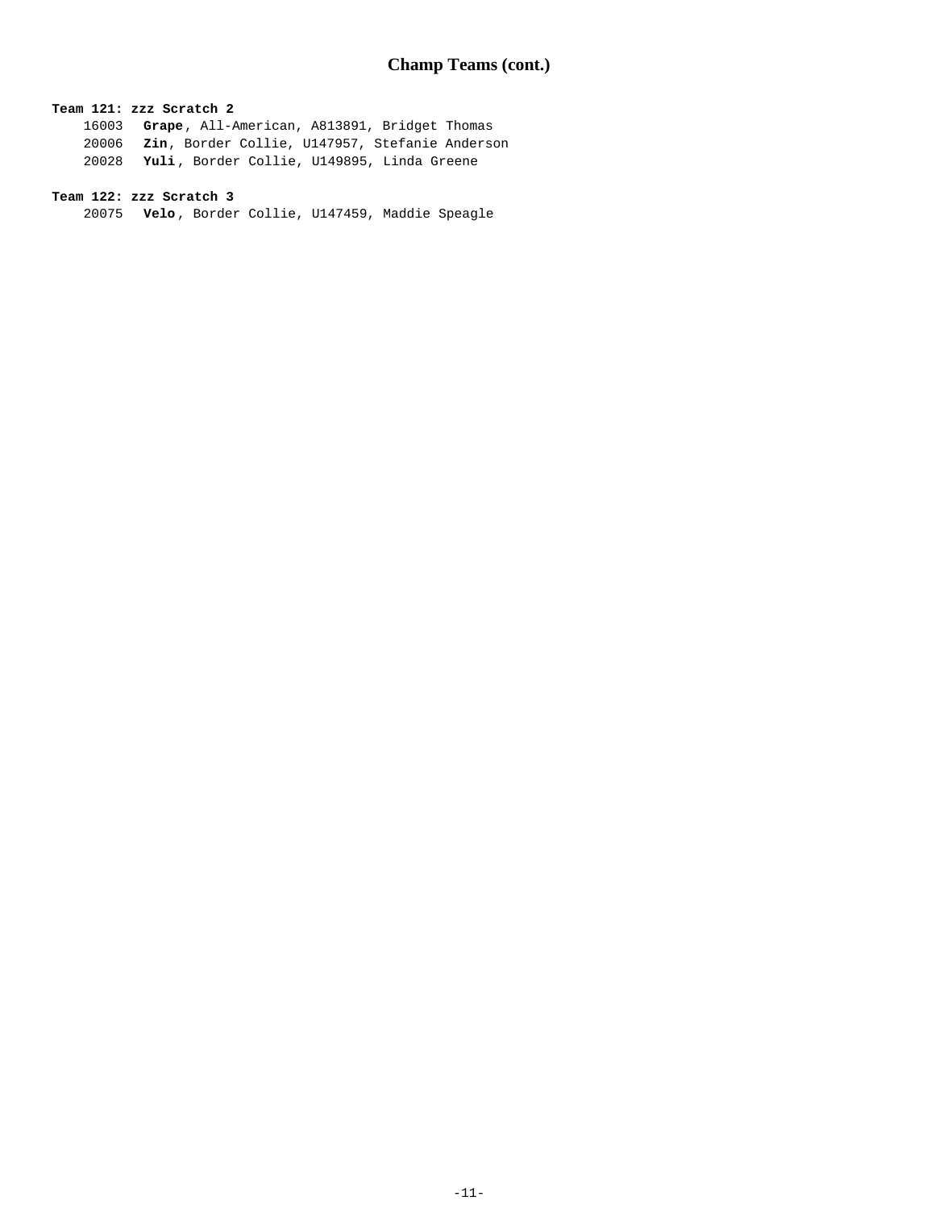# Champ Teams (cont.)

**Team 121: zzz Scratch 2**

16003 **Grape**, All-American, A813891, Bridget Thomas
20006 **Zin**, Border Collie, U147957, Stefanie Anderson
20028 **Yuli**, Border Collie, U149895, Linda Greene

**Team 122: zzz Scratch 3**

20075 **Velo**, Border Collie, U147459, Maddie Speagle